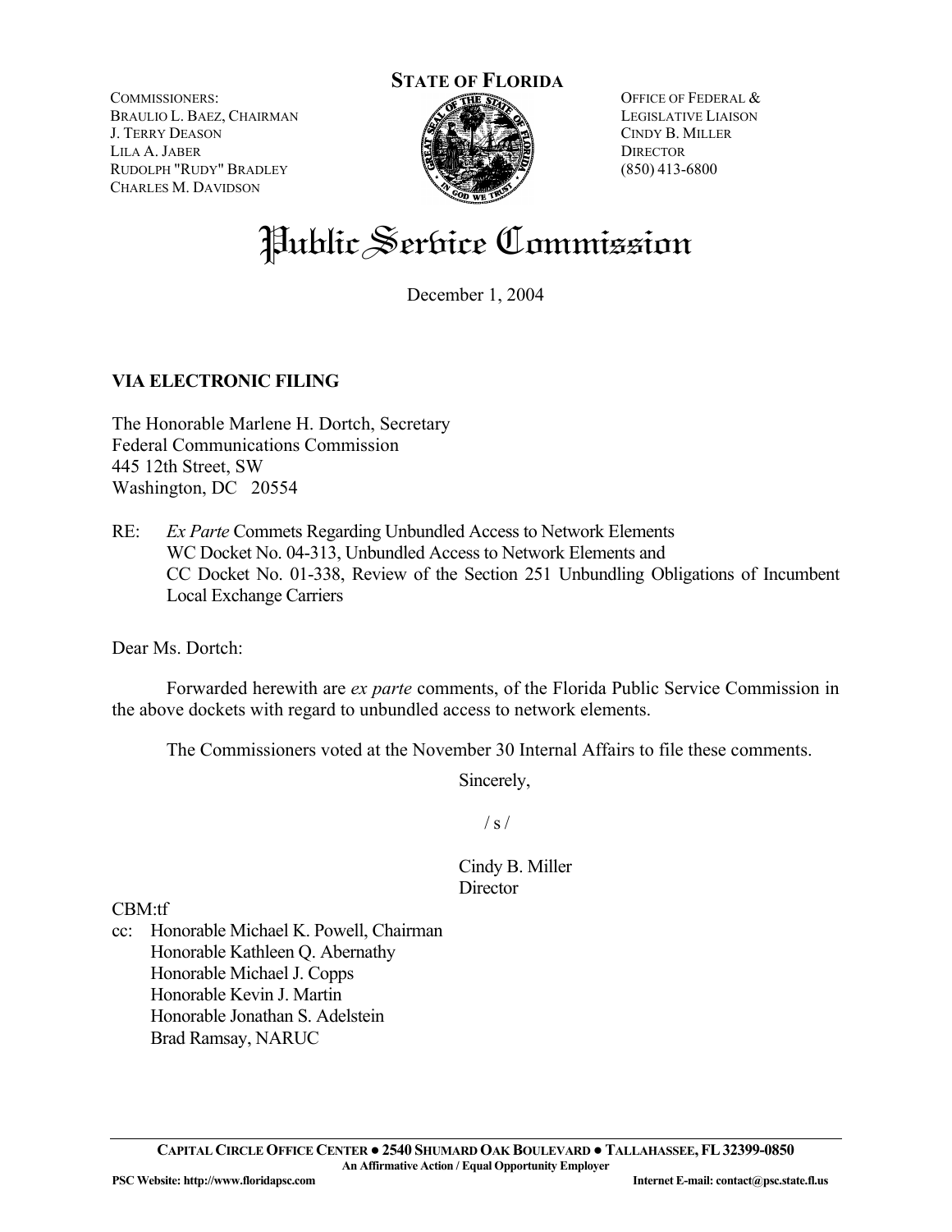**STATE OF FLORIDA**

COMMISSIONERS:
BRAULIO L. BAEZ, CHAIRMAN
J. TERRY DEASON
LILA A. JABER
RUDOLPH "RUDY" BRADLEY
CHARLES M. DAVIDSON

OFFICE OF FEDERAL &
LEGISLATIVE LIAISON
CINDY B. MILLER
DIRECTOR
(850) 413-6800

# Public Service Commission

December 1, 2004

**VIA ELECTRONIC FILING**

The Honorable Marlene H. Dortch, Secretary
Federal Communications Commission
445 12th Street, SW
Washington, DC 20554

RE: *Ex Parte* Commets Regarding Unbundled Access to Network Elements
WC Docket No. 04-313, Unbundled Access to Network Elements and
CC Docket No. 01-338, Review of the Section 251 Unbundling Obligations of Incumbent Local Exchange Carriers

Dear Ms. Dortch:

Forwarded herewith are *ex parte* comments, of the Florida Public Service Commission in the above dockets with regard to unbundled access to network elements.

The Commissioners voted at the November 30 Internal Affairs to file these comments.

Sincerely,

/ s /

Cindy B. Miller
Director

CBM:tf

cc: Honorable Michael K. Powell, Chairman
Honorable Kathleen Q. Abernathy
Honorable Michael J. Copps
Honorable Kevin J. Martin
Honorable Jonathan S. Adelstein
Brad Ramsay, NARUC

**CAPITAL CIRCLE OFFICE CENTER ● 2540 SHUMARD OAK BOULEVARD ● TALLAHASSEE, FL 32399-0850**
**An Affirmative Action / Equal Opportunity Employer**
**PSC Website: http://www.floridapsc.com** **Internet E-mail: contact@psc.state.fl.us**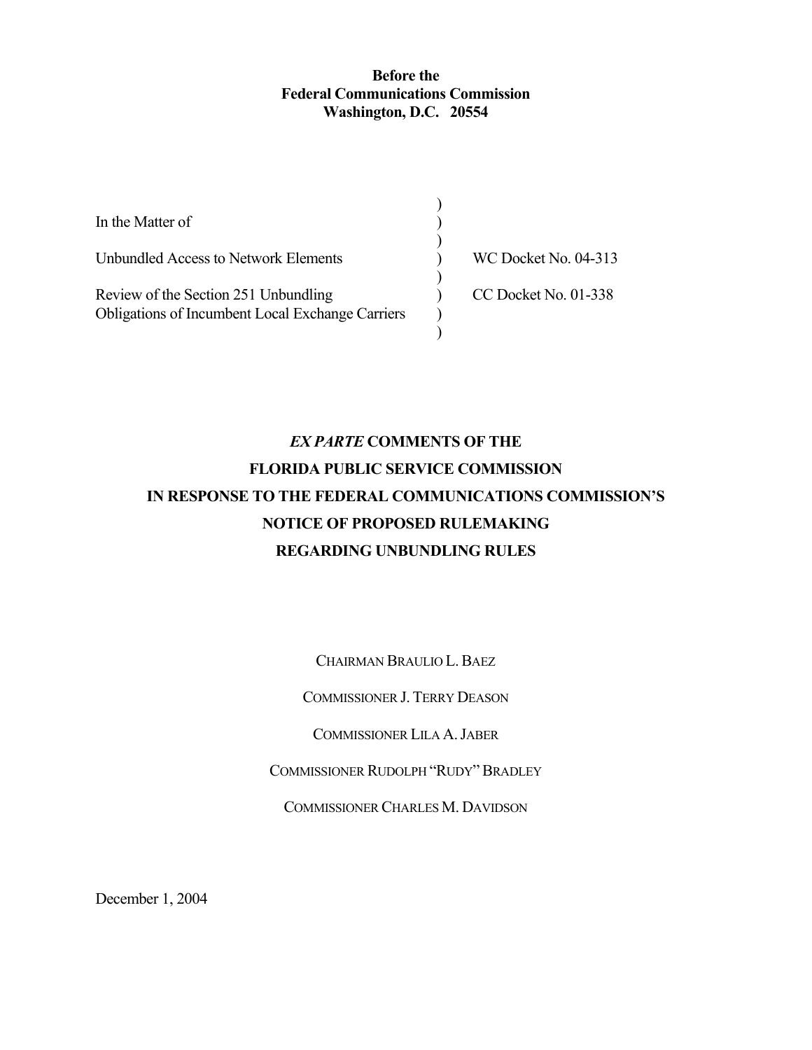**Before the**
**Federal Communications Commission**
**Washington, D.C. 20554**

| | | |
|---|---|---|
| In the Matter of | ) | |
| | ) | |
| Unbundled Access to Network Elements | ) | WC Docket No. 04-313 |
| | ) | |
| Review of the Section 251 Unbundling Obligations of Incumbent Local Exchange Carriers | ) | CC Docket No. 01-338 |
| | ) | |

# *EX PARTE* COMMENTS OF THE FLORIDA PUBLIC SERVICE COMMISSION IN RESPONSE TO THE FEDERAL COMMUNICATIONS COMMISSION'S NOTICE OF PROPOSED RULEMAKING REGARDING UNBUNDLING RULES

CHAIRMAN BRAULIO L. BAEZ

COMMISSIONER J. TERRY DEASON

COMMISSIONER LILA A. JABER

COMMISSIONER RUDOLPH "RUDY" BRADLEY

COMMISSIONER CHARLES M. DAVIDSON

December 1, 2004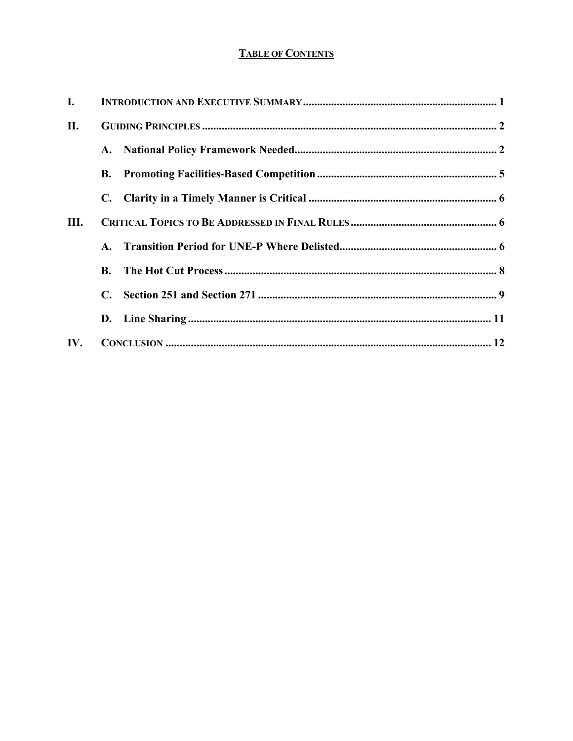# TABLE OF CONTENTS

I. INTRODUCTION AND EXECUTIVE SUMMARY ..... 1

II. GUIDING PRINCIPLES ..... 2

- A. National Policy Framework Needed ..... 2
- B. Promoting Facilities-Based Competition ..... 5
- C. Clarity in a Timely Manner is Critical ..... 6

III. CRITICAL TOPICS TO BE ADDRESSED IN FINAL RULES ..... 6

- A. Transition Period for UNE-P Where Delisted ..... 6
- B. The Hot Cut Process ..... 8
- C. Section 251 and Section 271 ..... 9
- D. Line Sharing ..... 11

IV. CONCLUSION ..... 12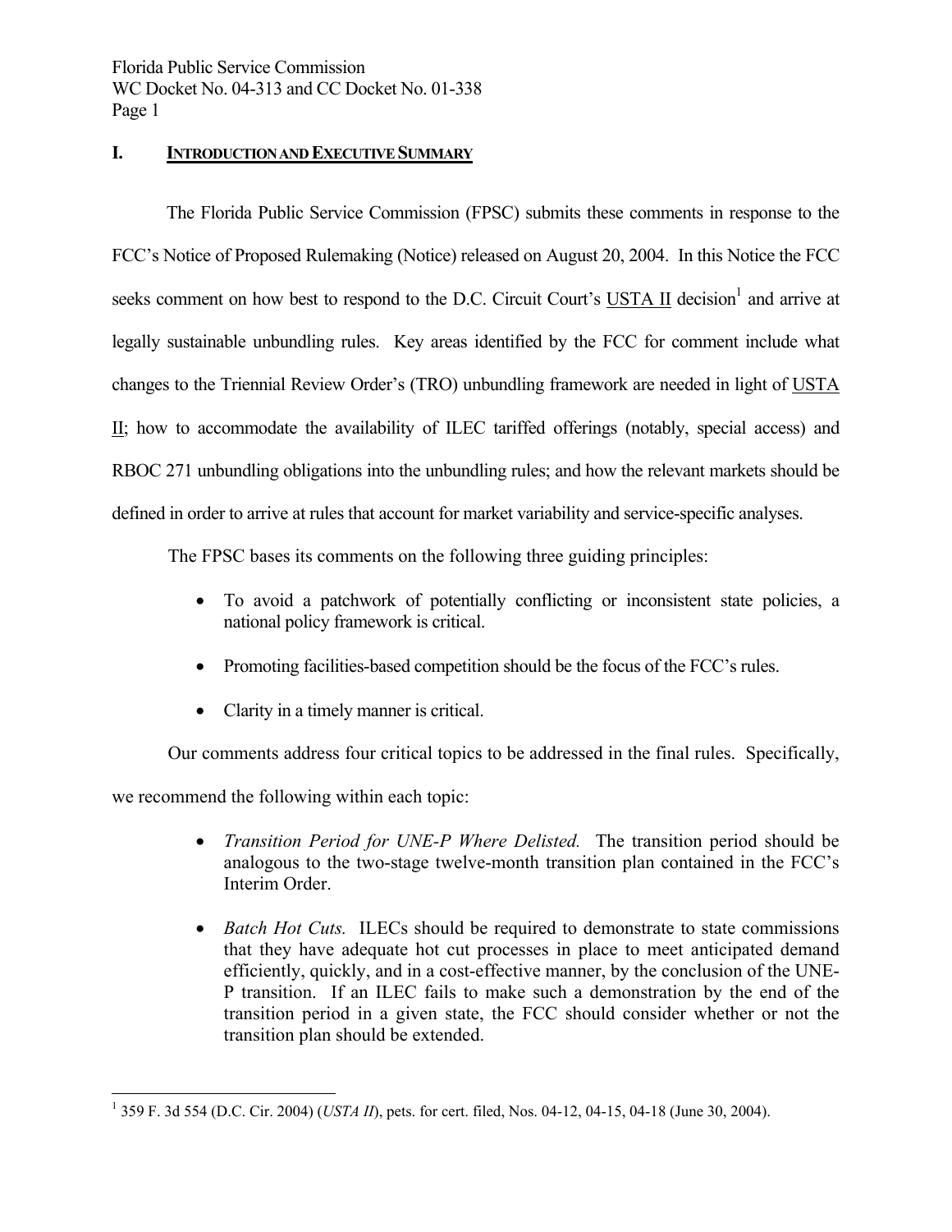## I. INTRODUCTION AND EXECUTIVE SUMMARY

The Florida Public Service Commission (FPSC) submits these comments in response to the FCC's Notice of Proposed Rulemaking (Notice) released on August 20, 2004. In this Notice the FCC seeks comment on how best to respond to the D.C. Circuit Court's USTA II decision[1] and arrive at legally sustainable unbundling rules. Key areas identified by the FCC for comment include what changes to the Triennial Review Order's (TRO) unbundling framework are needed in light of USTA II; how to accommodate the availability of ILEC tariffed offerings (notably, special access) and RBOC 271 unbundling obligations into the unbundling rules; and how the relevant markets should be defined in order to arrive at rules that account for market variability and service-specific analyses.

The FPSC bases its comments on the following three guiding principles:

- To avoid a patchwork of potentially conflicting or inconsistent state policies, a national policy framework is critical.
- Promoting facilities-based competition should be the focus of the FCC's rules.
- Clarity in a timely manner is critical.

Our comments address four critical topics to be addressed in the final rules. Specifically, we recommend the following within each topic:

- *Transition Period for UNE-P Where Delisted.* The transition period should be analogous to the two-stage twelve-month transition plan contained in the FCC's Interim Order.
- *Batch Hot Cuts.* ILECs should be required to demonstrate to state commissions that they have adequate hot cut processes in place to meet anticipated demand efficiently, quickly, and in a cost-effective manner, by the conclusion of the UNE-P transition. If an ILEC fails to make such a demonstration by the end of the transition period in a given state, the FCC should consider whether or not the transition plan should be extended.

[1] 359 F. 3d 554 (D.C. Cir. 2004) (*USTA II*), pets. for cert. filed, Nos. 04-12, 04-15, 04-18 (June 30, 2004).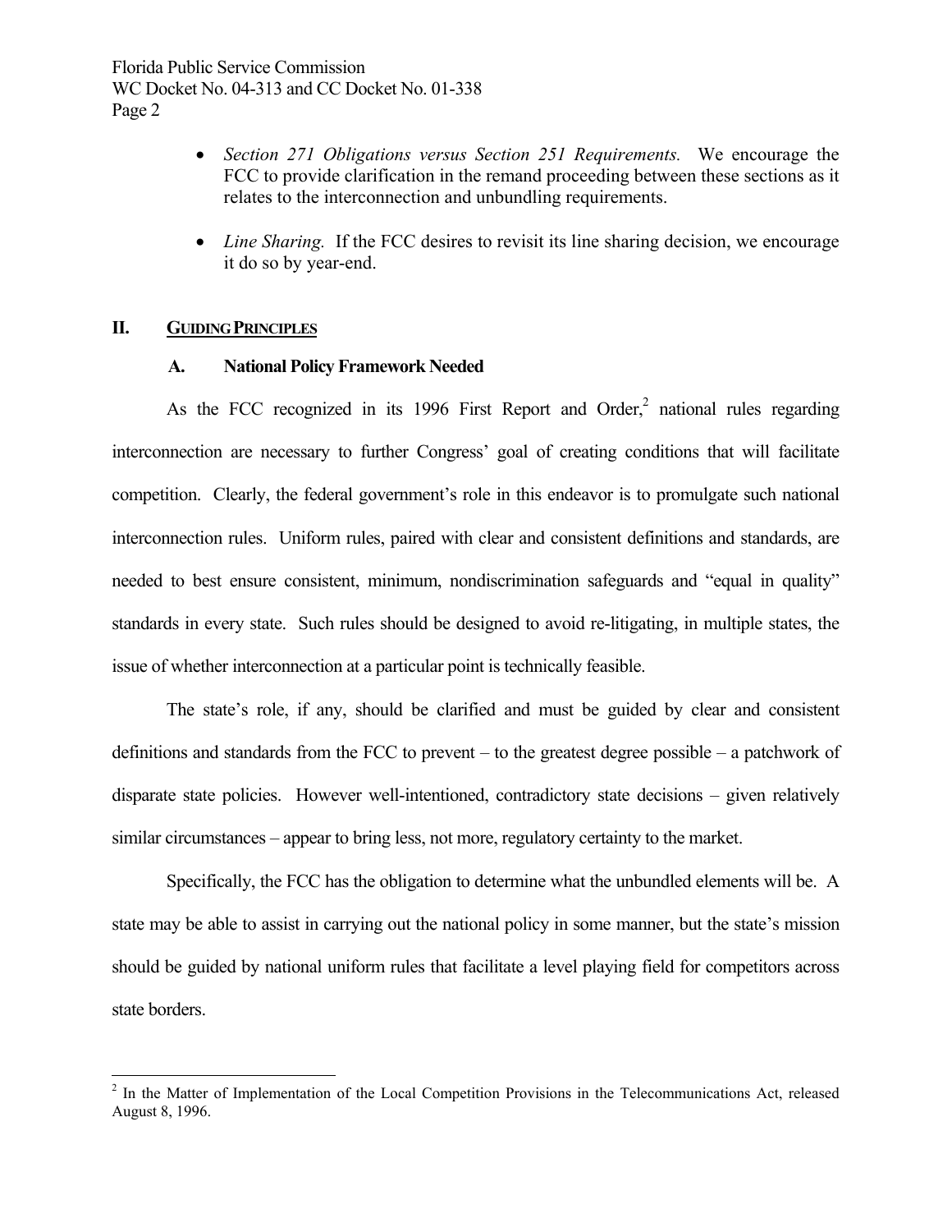- *Section 271 Obligations versus Section 251 Requirements.* We encourage the FCC to provide clarification in the remand proceeding between these sections as it relates to the interconnection and unbundling requirements.

- *Line Sharing.* If the FCC desires to revisit its line sharing decision, we encourage it do so by year-end.

## II. GUIDING PRINCIPLES

### A. National Policy Framework Needed

As the FCC recognized in its 1996 First Report and Order,[2] national rules regarding interconnection are necessary to further Congress' goal of creating conditions that will facilitate competition. Clearly, the federal government's role in this endeavor is to promulgate such national interconnection rules. Uniform rules, paired with clear and consistent definitions and standards, are needed to best ensure consistent, minimum, nondiscrimination safeguards and "equal in quality" standards in every state. Such rules should be designed to avoid re-litigating, in multiple states, the issue of whether interconnection at a particular point is technically feasible.

The state's role, if any, should be clarified and must be guided by clear and consistent definitions and standards from the FCC to prevent – to the greatest degree possible – a patchwork of disparate state policies. However well-intentioned, contradictory state decisions – given relatively similar circumstances – appear to bring less, not more, regulatory certainty to the market.

Specifically, the FCC has the obligation to determine what the unbundled elements will be. A state may be able to assist in carrying out the national policy in some manner, but the state's mission should be guided by national uniform rules that facilitate a level playing field for competitors across state borders.

---

[2] In the Matter of Implementation of the Local Competition Provisions in the Telecommunications Act, released August 8, 1996.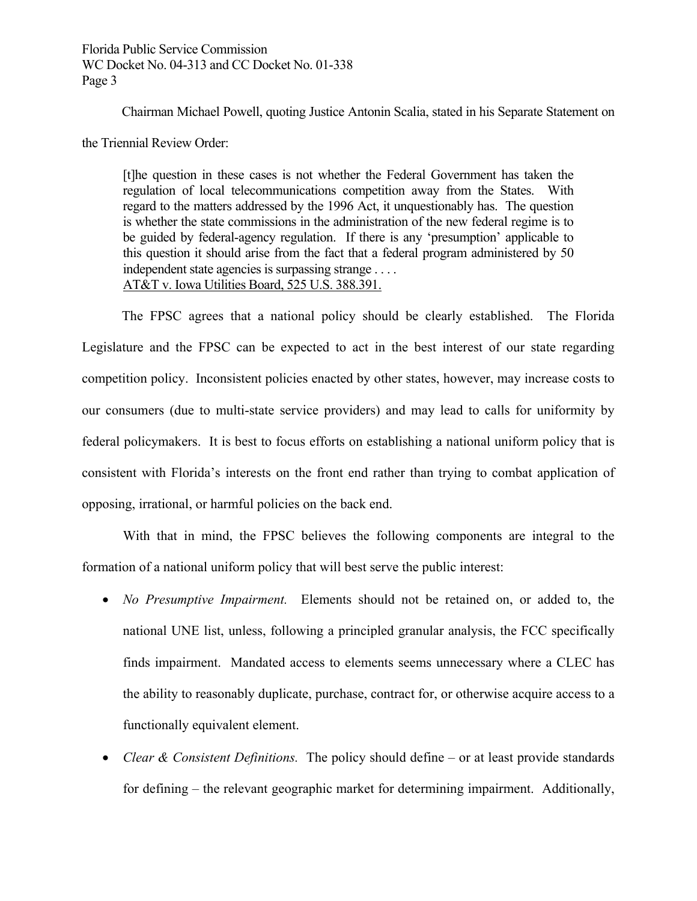Chairman Michael Powell, quoting Justice Antonin Scalia, stated in his Separate Statement on the Triennial Review Order:

> [t]he question in these cases is not whether the Federal Government has taken the regulation of local telecommunications competition away from the States. With regard to the matters addressed by the 1996 Act, it unquestionably has. The question is whether the state commissions in the administration of the new federal regime is to be guided by federal-agency regulation. If there is any 'presumption' applicable to this question it should arise from the fact that a federal program administered by 50 independent state agencies is surpassing strange . . . .
> AT&T v. Iowa Utilities Board, 525 U.S. 388.391.

The FPSC agrees that a national policy should be clearly established. The Florida Legislature and the FPSC can be expected to act in the best interest of our state regarding competition policy. Inconsistent policies enacted by other states, however, may increase costs to our consumers (due to multi-state service providers) and may lead to calls for uniformity by federal policymakers. It is best to focus efforts on establishing a national uniform policy that is consistent with Florida's interests on the front end rather than trying to combat application of opposing, irrational, or harmful policies on the back end.

With that in mind, the FPSC believes the following components are integral to the formation of a national uniform policy that will best serve the public interest:

- *No Presumptive Impairment.* Elements should not be retained on, or added to, the national UNE list, unless, following a principled granular analysis, the FCC specifically finds impairment. Mandated access to elements seems unnecessary where a CLEC has the ability to reasonably duplicate, purchase, contract for, or otherwise acquire access to a functionally equivalent element.
- *Clear & Consistent Definitions.* The policy should define – or at least provide standards for defining – the relevant geographic market for determining impairment. Additionally,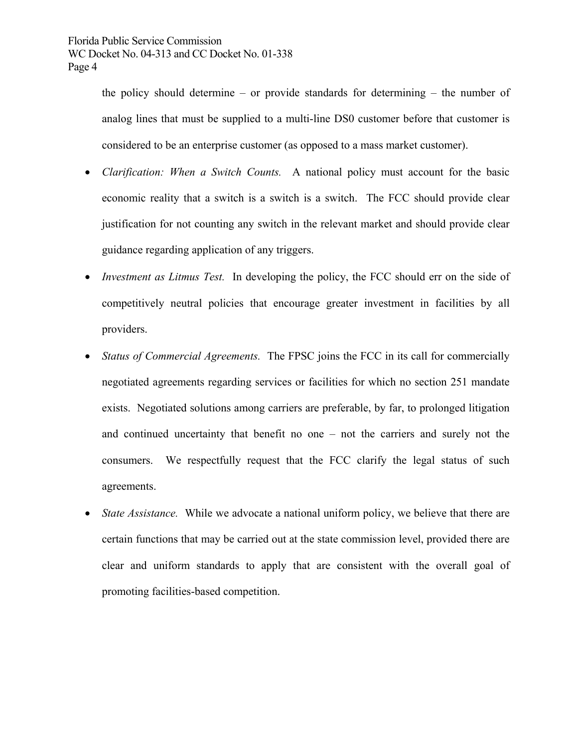the policy should determine – or provide standards for determining – the number of analog lines that must be supplied to a multi-line DS0 customer before that customer is considered to be an enterprise customer (as opposed to a mass market customer).

- *Clarification: When a Switch Counts.* A national policy must account for the basic economic reality that a switch is a switch is a switch. The FCC should provide clear justification for not counting any switch in the relevant market and should provide clear guidance regarding application of any triggers.
- *Investment as Litmus Test.* In developing the policy, the FCC should err on the side of competitively neutral policies that encourage greater investment in facilities by all providers.
- *Status of Commercial Agreements.* The FPSC joins the FCC in its call for commercially negotiated agreements regarding services or facilities for which no section 251 mandate exists. Negotiated solutions among carriers are preferable, by far, to prolonged litigation and continued uncertainty that benefit no one – not the carriers and surely not the consumers. We respectfully request that the FCC clarify the legal status of such agreements.
- *State Assistance.* While we advocate a national uniform policy, we believe that there are certain functions that may be carried out at the state commission level, provided there are clear and uniform standards to apply that are consistent with the overall goal of promoting facilities-based competition.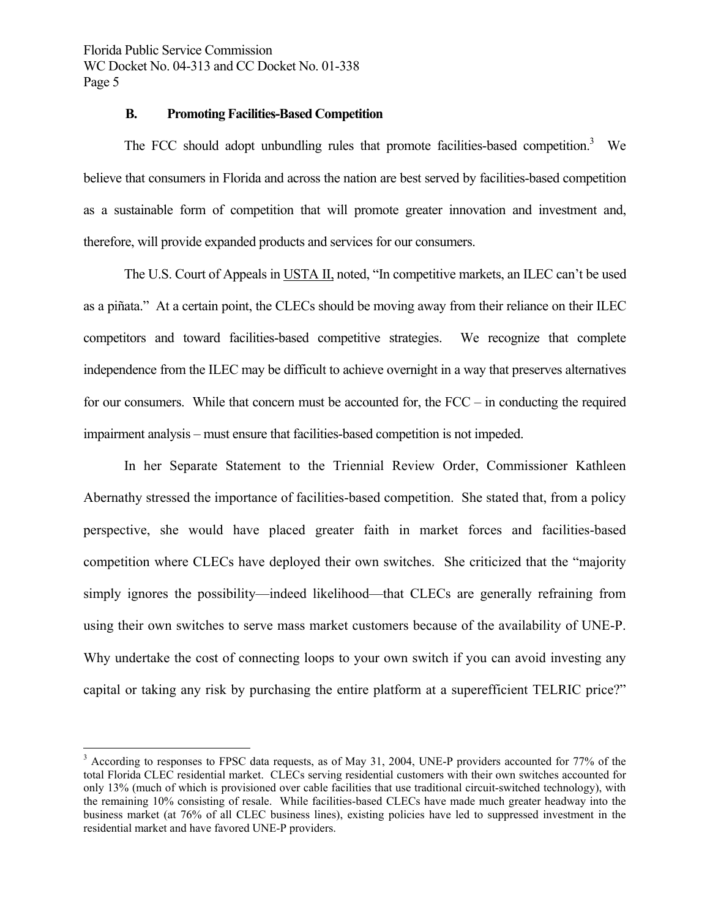### B. Promoting Facilities-Based Competition

The FCC should adopt unbundling rules that promote facilities-based competition.[3] We believe that consumers in Florida and across the nation are best served by facilities-based competition as a sustainable form of competition that will promote greater innovation and investment and, therefore, will provide expanded products and services for our consumers.

The U.S. Court of Appeals in USTA II, noted, "In competitive markets, an ILEC can't be used as a piñata." At a certain point, the CLECs should be moving away from their reliance on their ILEC competitors and toward facilities-based competitive strategies. We recognize that complete independence from the ILEC may be difficult to achieve overnight in a way that preserves alternatives for our consumers. While that concern must be accounted for, the FCC – in conducting the required impairment analysis – must ensure that facilities-based competition is not impeded.

In her Separate Statement to the Triennial Review Order, Commissioner Kathleen Abernathy stressed the importance of facilities-based competition. She stated that, from a policy perspective, she would have placed greater faith in market forces and facilities-based competition where CLECs have deployed their own switches. She criticized that the "majority simply ignores the possibility—indeed likelihood—that CLECs are generally refraining from using their own switches to serve mass market customers because of the availability of UNE-P. Why undertake the cost of connecting loops to your own switch if you can avoid investing any capital or taking any risk by purchasing the entire platform at a superefficient TELRIC price?"

[3] According to responses to FPSC data requests, as of May 31, 2004, UNE-P providers accounted for 77% of the total Florida CLEC residential market. CLECs serving residential customers with their own switches accounted for only 13% (much of which is provisioned over cable facilities that use traditional circuit-switched technology), with the remaining 10% consisting of resale. While facilities-based CLECs have made much greater headway into the business market (at 76% of all CLEC business lines), existing policies have led to suppressed investment in the residential market and have favored UNE-P providers.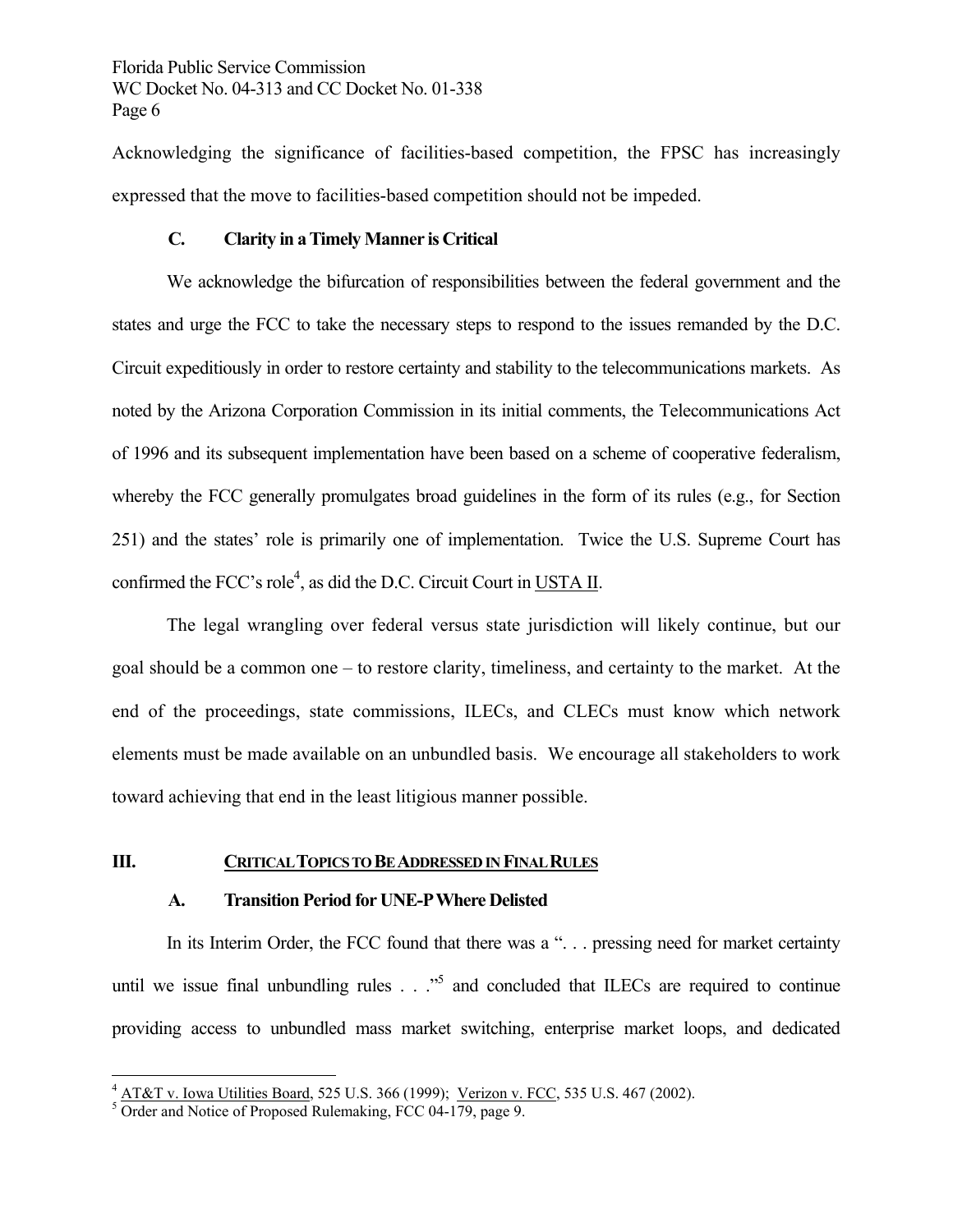Acknowledging the significance of facilities-based competition, the FPSC has increasingly expressed that the move to facilities-based competition should not be impeded.

### C. Clarity in a Timely Manner is Critical

We acknowledge the bifurcation of responsibilities between the federal government and the states and urge the FCC to take the necessary steps to respond to the issues remanded by the D.C. Circuit expeditiously in order to restore certainty and stability to the telecommunications markets. As noted by the Arizona Corporation Commission in its initial comments, the Telecommunications Act of 1996 and its subsequent implementation have been based on a scheme of cooperative federalism, whereby the FCC generally promulgates broad guidelines in the form of its rules (e.g., for Section 251) and the states' role is primarily one of implementation. Twice the U.S. Supreme Court has confirmed the FCC's role[4], as did the D.C. Circuit Court in USTA II.

The legal wrangling over federal versus state jurisdiction will likely continue, but our goal should be a common one – to restore clarity, timeliness, and certainty to the market. At the end of the proceedings, state commissions, ILECs, and CLECs must know which network elements must be made available on an unbundled basis. We encourage all stakeholders to work toward achieving that end in the least litigious manner possible.

## III. CRITICAL TOPICS TO BE ADDRESSED IN FINAL RULES

### A. Transition Period for UNE-P Where Delisted

In its Interim Order, the FCC found that there was a ". . . pressing need for market certainty until we issue final unbundling rules . . ."[5] and concluded that ILECs are required to continue providing access to unbundled mass market switching, enterprise market loops, and dedicated

---

[4] AT&T v. Iowa Utilities Board, 525 U.S. 366 (1999); Verizon v. FCC, 535 U.S. 467 (2002).

[5] Order and Notice of Proposed Rulemaking, FCC 04-179, page 9.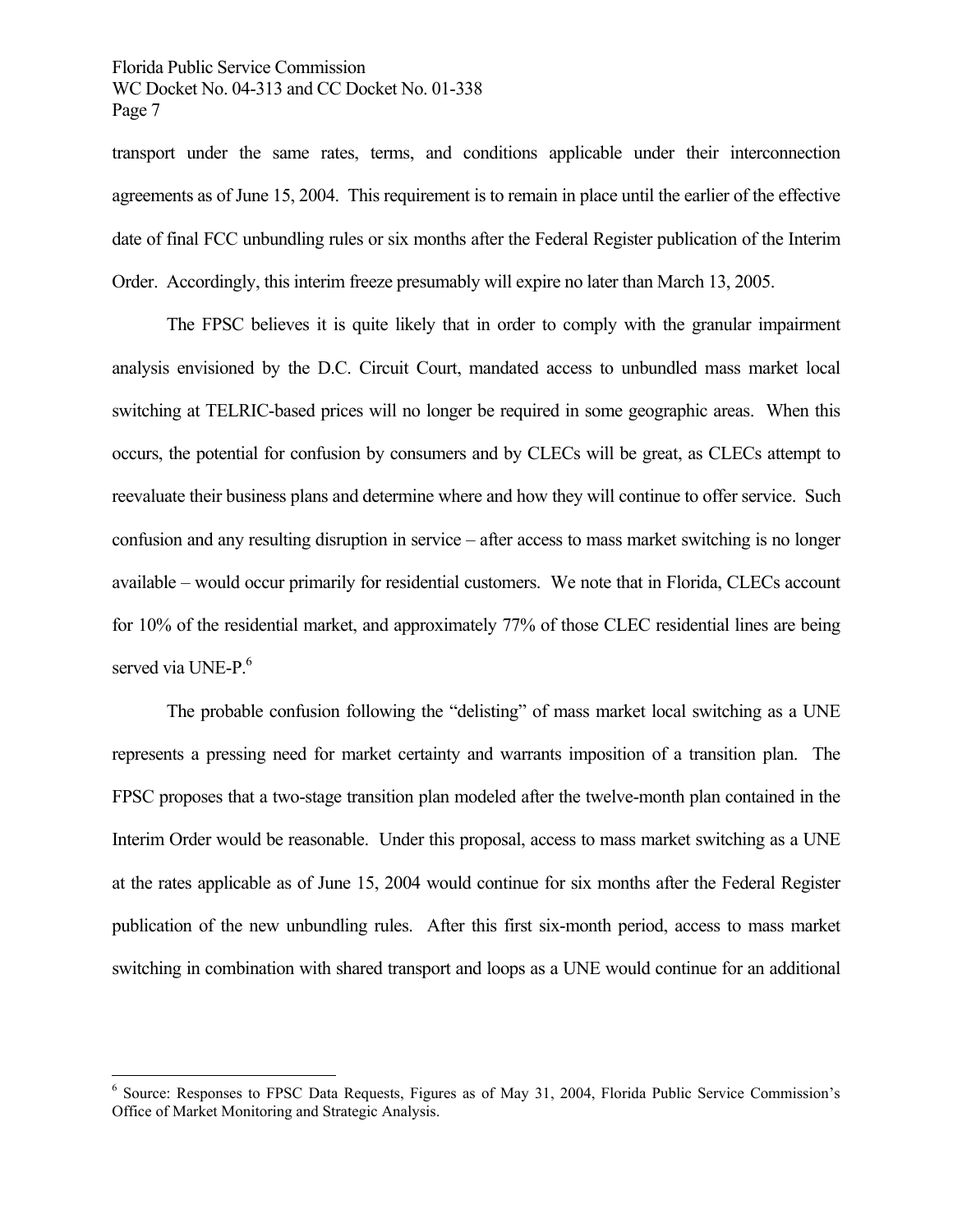transport under the same rates, terms, and conditions applicable under their interconnection agreements as of June 15, 2004. This requirement is to remain in place until the earlier of the effective date of final FCC unbundling rules or six months after the Federal Register publication of the Interim Order. Accordingly, this interim freeze presumably will expire no later than March 13, 2005.

The FPSC believes it is quite likely that in order to comply with the granular impairment analysis envisioned by the D.C. Circuit Court, mandated access to unbundled mass market local switching at TELRIC-based prices will no longer be required in some geographic areas. When this occurs, the potential for confusion by consumers and by CLECs will be great, as CLECs attempt to reevaluate their business plans and determine where and how they will continue to offer service. Such confusion and any resulting disruption in service – after access to mass market switching is no longer available – would occur primarily for residential customers. We note that in Florida, CLECs account for 10% of the residential market, and approximately 77% of those CLEC residential lines are being served via UNE-P.[6]

The probable confusion following the "delisting" of mass market local switching as a UNE represents a pressing need for market certainty and warrants imposition of a transition plan. The FPSC proposes that a two-stage transition plan modeled after the twelve-month plan contained in the Interim Order would be reasonable. Under this proposal, access to mass market switching as a UNE at the rates applicable as of June 15, 2004 would continue for six months after the Federal Register publication of the new unbundling rules. After this first six-month period, access to mass market switching in combination with shared transport and loops as a UNE would continue for an additional

[6] Source: Responses to FPSC Data Requests, Figures as of May 31, 2004, Florida Public Service Commission's Office of Market Monitoring and Strategic Analysis.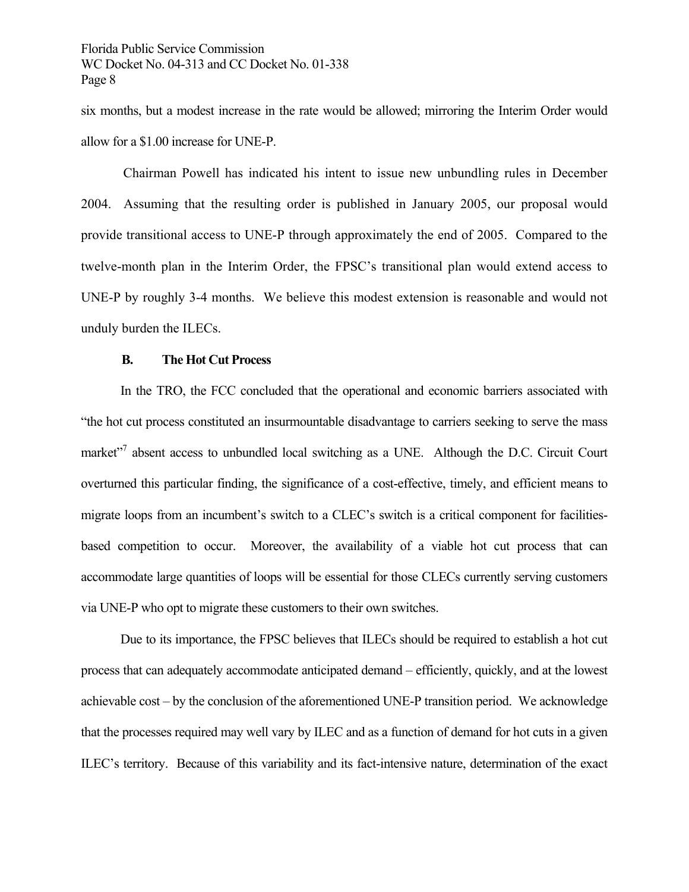six months, but a modest increase in the rate would be allowed; mirroring the Interim Order would allow for a $1.00 increase for UNE-P.

Chairman Powell has indicated his intent to issue new unbundling rules in December 2004. Assuming that the resulting order is published in January 2005, our proposal would provide transitional access to UNE-P through approximately the end of 2005. Compared to the twelve-month plan in the Interim Order, the FPSC's transitional plan would extend access to UNE-P by roughly 3-4 months. We believe this modest extension is reasonable and would not unduly burden the ILECs.

### B. The Hot Cut Process

In the TRO, the FCC concluded that the operational and economic barriers associated with "the hot cut process constituted an insurmountable disadvantage to carriers seeking to serve the mass market"[7] absent access to unbundled local switching as a UNE. Although the D.C. Circuit Court overturned this particular finding, the significance of a cost-effective, timely, and efficient means to migrate loops from an incumbent's switch to a CLEC's switch is a critical component for facilities-based competition to occur. Moreover, the availability of a viable hot cut process that can accommodate large quantities of loops will be essential for those CLECs currently serving customers via UNE-P who opt to migrate these customers to their own switches.

Due to its importance, the FPSC believes that ILECs should be required to establish a hot cut process that can adequately accommodate anticipated demand – efficiently, quickly, and at the lowest achievable cost – by the conclusion of the aforementioned UNE-P transition period. We acknowledge that the processes required may well vary by ILEC and as a function of demand for hot cuts in a given ILEC's territory. Because of this variability and its fact-intensive nature, determination of the exact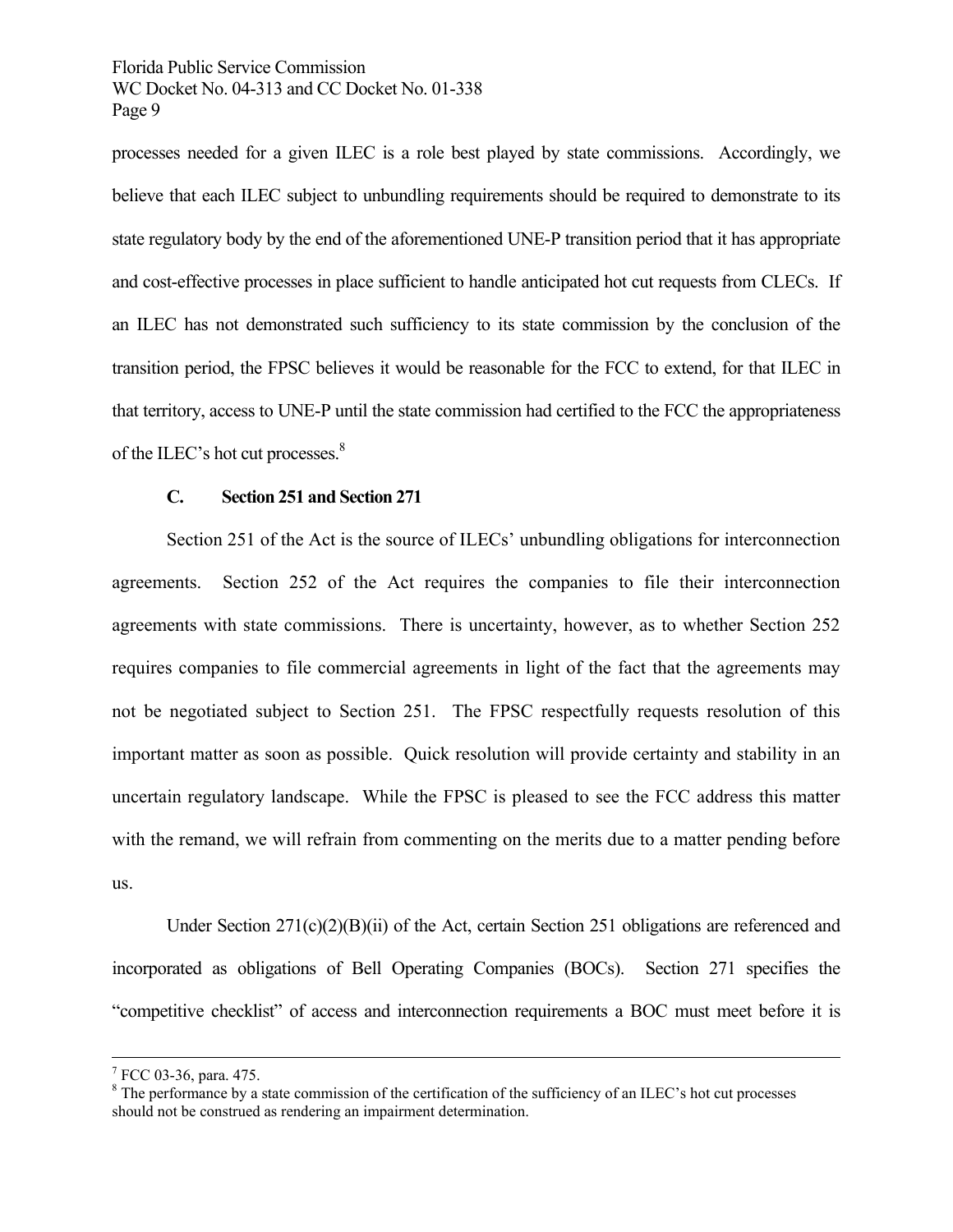processes needed for a given ILEC is a role best played by state commissions. Accordingly, we believe that each ILEC subject to unbundling requirements should be required to demonstrate to its state regulatory body by the end of the aforementioned UNE-P transition period that it has appropriate and cost-effective processes in place sufficient to handle anticipated hot cut requests from CLECs. If an ILEC has not demonstrated such sufficiency to its state commission by the conclusion of the transition period, the FPSC believes it would be reasonable for the FCC to extend, for that ILEC in that territory, access to UNE-P until the state commission had certified to the FCC the appropriateness of the ILEC's hot cut processes.[8]

### C. Section 251 and Section 271

Section 251 of the Act is the source of ILECs' unbundling obligations for interconnection agreements. Section 252 of the Act requires the companies to file their interconnection agreements with state commissions. There is uncertainty, however, as to whether Section 252 requires companies to file commercial agreements in light of the fact that the agreements may not be negotiated subject to Section 251. The FPSC respectfully requests resolution of this important matter as soon as possible. Quick resolution will provide certainty and stability in an uncertain regulatory landscape. While the FPSC is pleased to see the FCC address this matter with the remand, we will refrain from commenting on the merits due to a matter pending before us.

Under Section 271(c)(2)(B)(ii) of the Act, certain Section 251 obligations are referenced and incorporated as obligations of Bell Operating Companies (BOCs). Section 271 specifies the "competitive checklist" of access and interconnection requirements a BOC must meet before it is

---

[7] FCC 03-36, para. 475.

[8] The performance by a state commission of the certification of the sufficiency of an ILEC's hot cut processes should not be construed as rendering an impairment determination.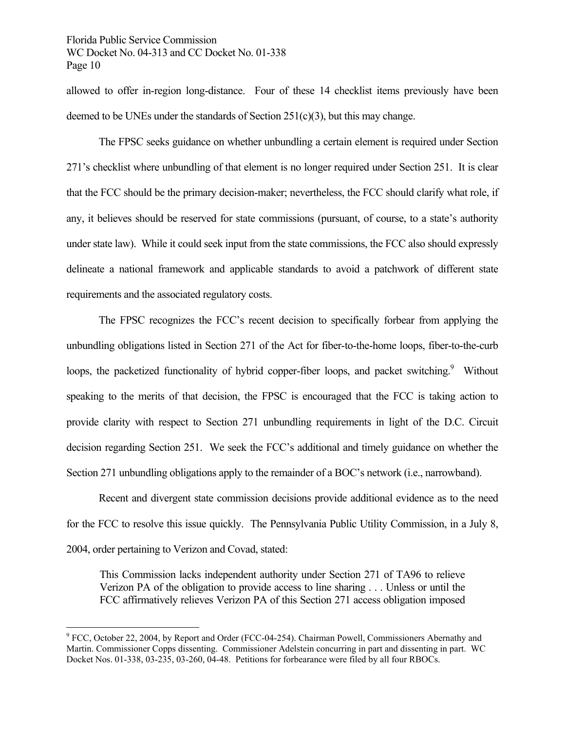allowed to offer in-region long-distance. Four of these 14 checklist items previously have been deemed to be UNEs under the standards of Section 251(c)(3), but this may change.

The FPSC seeks guidance on whether unbundling a certain element is required under Section 271's checklist where unbundling of that element is no longer required under Section 251. It is clear that the FCC should be the primary decision-maker; nevertheless, the FCC should clarify what role, if any, it believes should be reserved for state commissions (pursuant, of course, to a state's authority under state law). While it could seek input from the state commissions, the FCC also should expressly delineate a national framework and applicable standards to avoid a patchwork of different state requirements and the associated regulatory costs.

The FPSC recognizes the FCC's recent decision to specifically forbear from applying the unbundling obligations listed in Section 271 of the Act for fiber-to-the-home loops, fiber-to-the-curb loops, the packetized functionality of hybrid copper-fiber loops, and packet switching.[9] Without speaking to the merits of that decision, the FPSC is encouraged that the FCC is taking action to provide clarity with respect to Section 271 unbundling requirements in light of the D.C. Circuit decision regarding Section 251. We seek the FCC's additional and timely guidance on whether the Section 271 unbundling obligations apply to the remainder of a BOC's network (i.e., narrowband).

Recent and divergent state commission decisions provide additional evidence as to the need for the FCC to resolve this issue quickly. The Pennsylvania Public Utility Commission, in a July 8, 2004, order pertaining to Verizon and Covad, stated:

> This Commission lacks independent authority under Section 271 of TA96 to relieve Verizon PA of the obligation to provide access to line sharing . . . Unless or until the FCC affirmatively relieves Verizon PA of this Section 271 access obligation imposed

---

[9] FCC, October 22, 2004, by Report and Order (FCC-04-254). Chairman Powell, Commissioners Abernathy and Martin. Commissioner Copps dissenting. Commissioner Adelstein concurring in part and dissenting in part. WC Docket Nos. 01-338, 03-235, 03-260, 04-48. Petitions for forbearance were filed by all four RBOCs.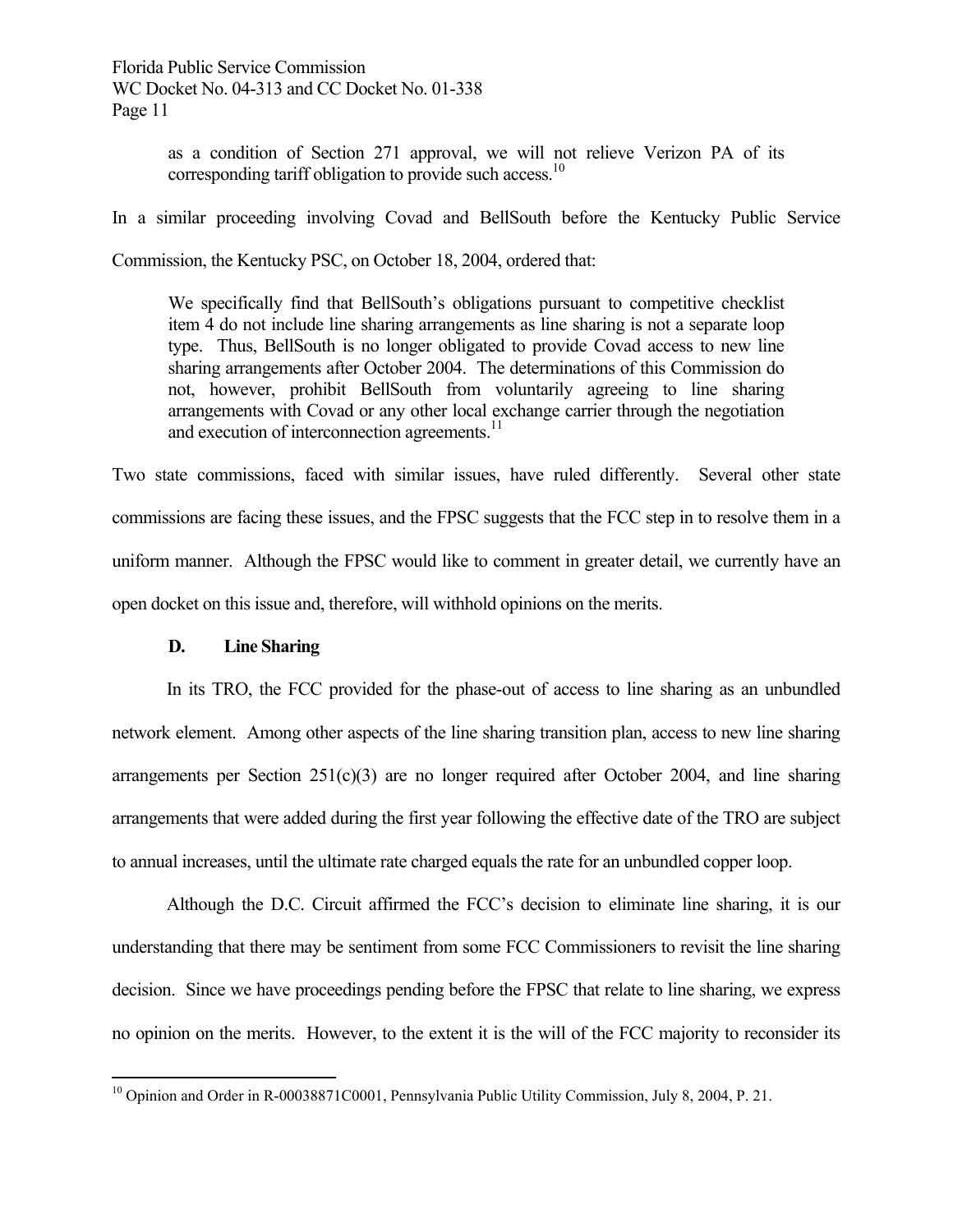> as a condition of Section 271 approval, we will not relieve Verizon PA of its corresponding tariff obligation to provide such access.[10]

In a similar proceeding involving Covad and BellSouth before the Kentucky Public Service Commission, the Kentucky PSC, on October 18, 2004, ordered that:

> We specifically find that BellSouth's obligations pursuant to competitive checklist item 4 do not include line sharing arrangements as line sharing is not a separate loop type. Thus, BellSouth is no longer obligated to provide Covad access to new line sharing arrangements after October 2004. The determinations of this Commission do not, however, prohibit BellSouth from voluntarily agreeing to line sharing arrangements with Covad or any other local exchange carrier through the negotiation and execution of interconnection agreements.[11]

Two state commissions, faced with similar issues, have ruled differently. Several other state commissions are facing these issues, and the FPSC suggests that the FCC step in to resolve them in a uniform manner. Although the FPSC would like to comment in greater detail, we currently have an open docket on this issue and, therefore, will withhold opinions on the merits.

### D. Line Sharing

In its TRO, the FCC provided for the phase-out of access to line sharing as an unbundled network element. Among other aspects of the line sharing transition plan, access to new line sharing arrangements per Section 251(c)(3) are no longer required after October 2004, and line sharing arrangements that were added during the first year following the effective date of the TRO are subject to annual increases, until the ultimate rate charged equals the rate for an unbundled copper loop.

Although the D.C. Circuit affirmed the FCC's decision to eliminate line sharing, it is our understanding that there may be sentiment from some FCC Commissioners to revisit the line sharing decision. Since we have proceedings pending before the FPSC that relate to line sharing, we express no opinion on the merits. However, to the extent it is the will of the FCC majority to reconsider its

---

[10] Opinion and Order in R-00038871C0001, Pennsylvania Public Utility Commission, July 8, 2004, P. 21.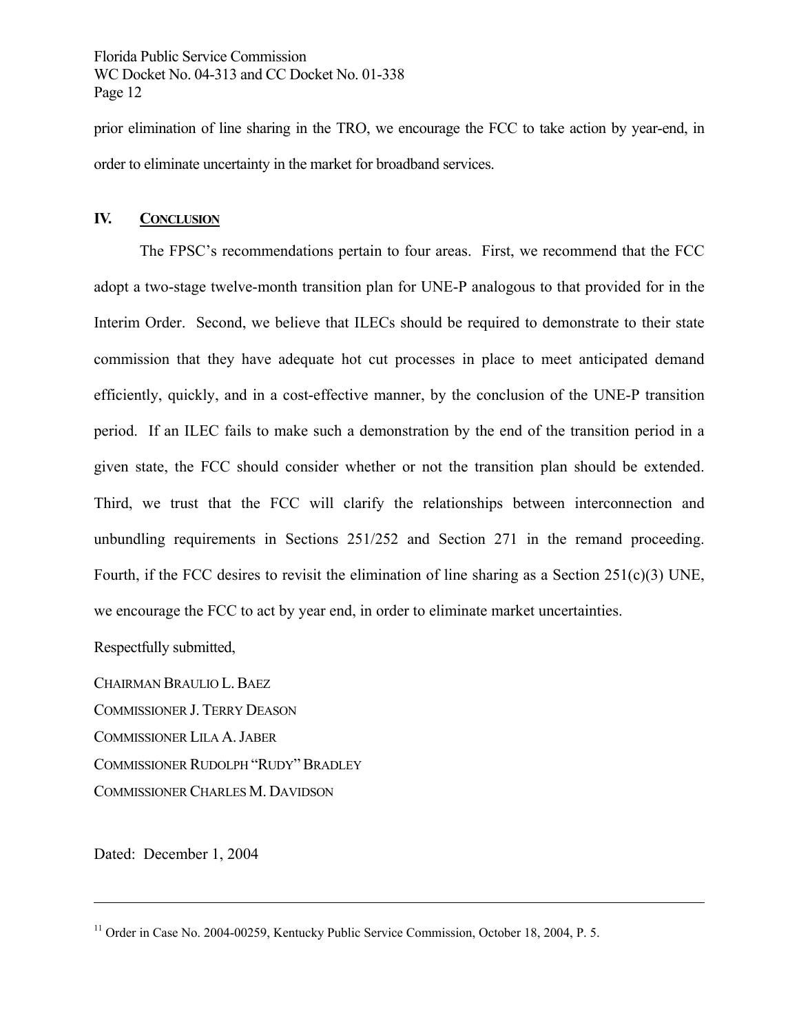prior elimination of line sharing in the TRO, we encourage the FCC to take action by year-end, in order to eliminate uncertainty in the market for broadband services.

## IV. CONCLUSION

The FPSC's recommendations pertain to four areas. First, we recommend that the FCC adopt a two-stage twelve-month transition plan for UNE-P analogous to that provided for in the Interim Order. Second, we believe that ILECs should be required to demonstrate to their state commission that they have adequate hot cut processes in place to meet anticipated demand efficiently, quickly, and in a cost-effective manner, by the conclusion of the UNE-P transition period. If an ILEC fails to make such a demonstration by the end of the transition period in a given state, the FCC should consider whether or not the transition plan should be extended. Third, we trust that the FCC will clarify the relationships between interconnection and unbundling requirements in Sections 251/252 and Section 271 in the remand proceeding. Fourth, if the FCC desires to revisit the elimination of line sharing as a Section 251(c)(3) UNE, we encourage the FCC to act by year end, in order to eliminate market uncertainties.

Respectfully submitted,

CHAIRMAN BRAULIO L. BAEZ
COMMISSIONER J. TERRY DEASON
COMMISSIONER LILA A. JABER
COMMISSIONER RUDOLPH "RUDY" BRADLEY
COMMISSIONER CHARLES M. DAVIDSON

Dated: December 1, 2004

---

[11] Order in Case No. 2004-00259, Kentucky Public Service Commission, October 18, 2004, P. 5.